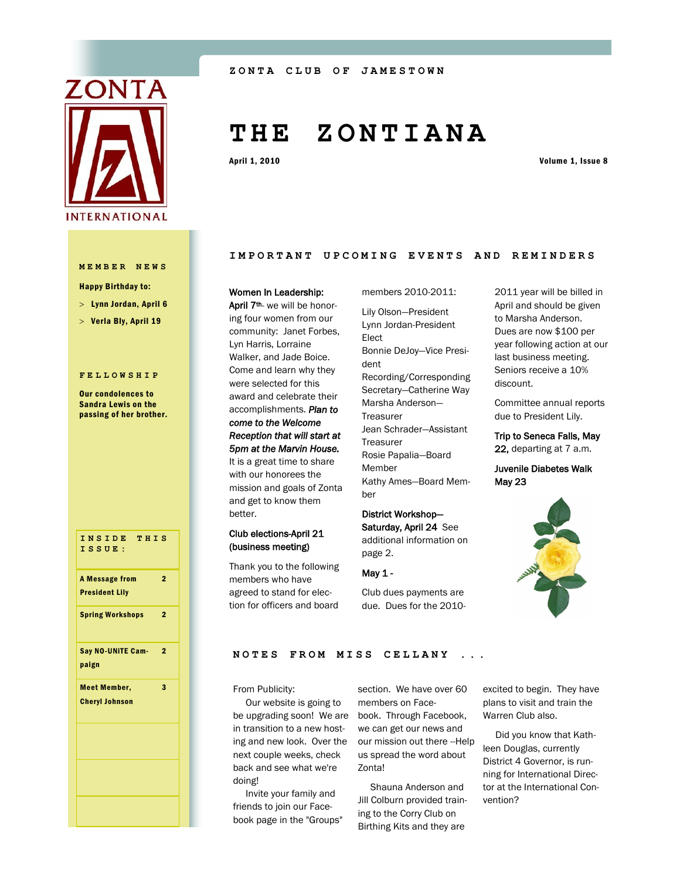ZONTA CLUB OF JAMESTOWN

# THE ZONTIANA

April 1, 2010 — Volume 1, Issue 8

## MEMBER NEWS

**Happy Birthday to:**

- **Lynn Jordan, April 6**
- **Verla Bly, April 19**

## FELLOWSHIP

**Our condolences to Sandra Lewis on the passing of her brother.**

## INSIDE THIS ISSUE:

| | |
|---|---|
| A Message from President Lily | 2 |
| Spring Workshops | 2 |
| Say NO-UNiTE Campaign | 2 |
| Meet Member, Cheryl Johnson | 3 |

## IMPORTANT UPCOMING EVENTS AND REMINDERS

**Women In Leadership: April 7th**- we will be honoring four women from our community: Janet Forbes, Lyn Harris, Lorraine Walker, and Jade Boice. Come and learn why they were selected for this award and celebrate their accomplishments. ***Plan to come to the Welcome Reception that will start at 5pm at the Marvin House.*** It is a great time to share with our honorees the mission and goals of Zonta and get to know them better.

**Club elections-April 21 (business meeting)**

Thank you to the following members who have agreed to stand for election for officers and board members 2010-2011:

Lily Olson—President
Lynn Jordan-President Elect
Bonnie DeJoy—Vice President
Recording/Corresponding Secretary—Catherine Way
Marsha Anderson—Treasurer
Jean Schrader—Assistant Treasurer
Rosie Papalia—Board Member
Kathy Ames—Board Member

**District Workshop—Saturday, April 24** See additional information on page 2.

**May 1 -**

Club dues payments are due. Dues for the 2010-2011 year will be billed in April and should be given to Marsha Anderson. Dues are now $100 per year following action at our last business meeting. Seniors receive a 10% discount.

Committee annual reports due to President Lily.

**Trip to Seneca Falls, May 22,** departing at 7 a.m.

**Juvenile Diabetes Walk May 23**

## NOTES FROM MISS CELLANY ...

From Publicity:

Our website is going to be upgrading soon! We are in transition to a new hosting and new look. Over the next couple weeks, check back and see what we're doing!

Invite your family and friends to join our Facebook page in the "Groups" section. We have over 60 members on Facebook. Through Facebook, we can get our news and our mission out there --Help us spread the word about Zonta!

Shauna Anderson and Jill Colburn provided training to the Corry Club on Birthing Kits and they are excited to begin. They have plans to visit and train the Warren Club also.

Did you know that Kathleen Douglas, currently District 4 Governor, is running for International Director at the International Convention?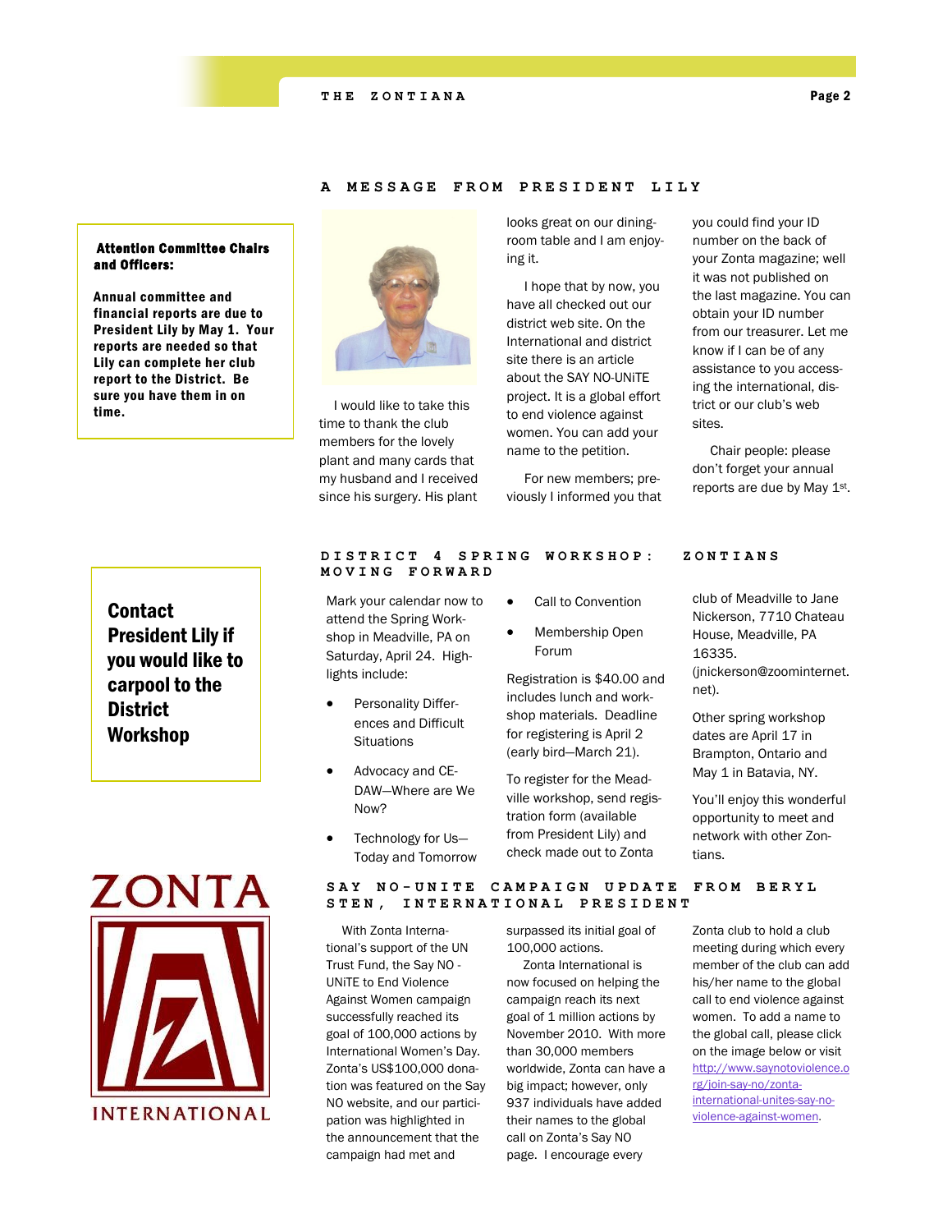**Attention Committee Chairs and Officers:**

**Annual committee and financial reports are due to President Lily by May 1. Your reports are needed so that Lily can complete her club report to the District. Be sure you have them in on time.**

## A MESSAGE FROM PRESIDENT LILY

I would like to take this time to thank the club members for the lovely plant and many cards that my husband and I received since his surgery. His plant looks great on our dining-room table and I am enjoying it.

I hope that by now, you have all checked out our district web site. On the International and district site there is an article about the SAY NO-UNiTE project. It is a global effort to end violence against women. You can add your name to the petition.

For new members; previously I informed you that you could find your ID number on the back of your Zonta magazine; well it was not published on the last magazine. You can obtain your ID number from our treasurer. Let me know if I can be of any assistance to you accessing the international, district or our club's web sites.

Chair people: please don't forget your annual reports are due by May 1st.

**Contact President Lily if you would like to carpool to the District Workshop**

## DISTRICT 4 SPRING WORKSHOP: ZONTIANS MOVING FORWARD

Mark your calendar now to attend the Spring Workshop in Meadville, PA on Saturday, April 24. Highlights include:

- Personality Differences and Difficult Situations
- Advocacy and CEDAW—Where are We Now?
- Technology for Us—Today and Tomorrow
- Call to Convention
- Membership Open Forum

Registration is $40.00 and includes lunch and workshop materials. Deadline for registering is April 2 (early bird—March 21).

To register for the Meadville workshop, send registration form (available from President Lily) and check made out to Zonta club of Meadville to Jane Nickerson, 7710 Chateau House, Meadville, PA 16335. (jnickerson@zoominternet.net).

Other spring workshop dates are April 17 in Brampton, Ontario and May 1 in Batavia, NY.

You'll enjoy this wonderful opportunity to meet and network with other Zontians.

ZONTA INTERNATIONAL

## SAY NO-UNITE CAMPAIGN UPDATE FROM BERYL STEN, INTERNATIONAL PRESIDENT

With Zonta International's support of the UN Trust Fund, the Say NO - UNiTE to End Violence Against Women campaign successfully reached its goal of 100,000 actions by International Women's Day. Zonta's US$100,000 donation was featured on the Say NO website, and our participation was highlighted in the announcement that the campaign had met and surpassed its initial goal of 100,000 actions.

Zonta International is now focused on helping the campaign reach its next goal of 1 million actions by November 2010. With more than 30,000 members worldwide, Zonta can have a big impact; however, only 937 individuals have added their names to the global call on Zonta's Say NO page. I encourage every Zonta club to hold a club meeting during which every member of the club can add his/her name to the global call to end violence against women. To add a name to the global call, please click on the image below or visit http://www.saynotoviolence.org/join-say-no/zonta-international-unites-say-no-violence-against-women.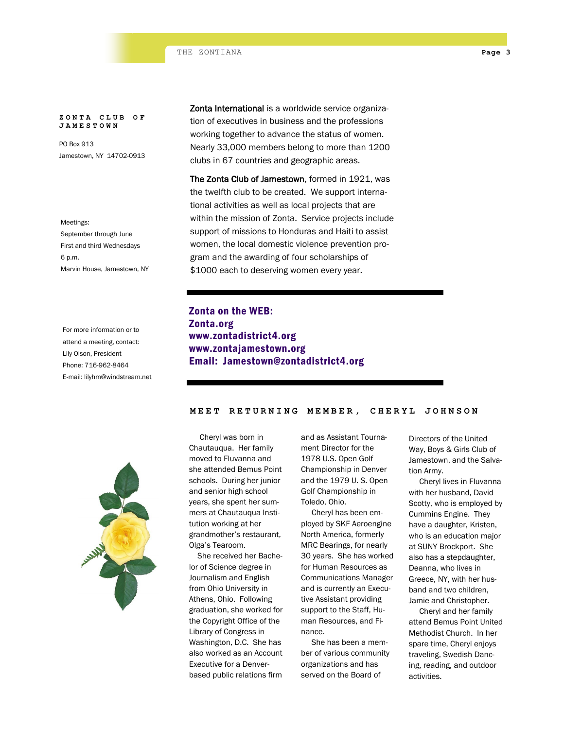**ZONTA CLUB OF JAMESTOWN**

PO Box 913
Jamestown, NY 14702-0913

Meetings:
September through June
First and third Wednesdays
6 p.m.
Marvin House, Jamestown, NY

For more information or to attend a meeting, contact:
Lily Olson, President
Phone: 716-962-8464
E-mail: lilyhm@windstream.net

**Zonta International** is a worldwide service organization of executives in business and the professions working together to advance the status of women. Nearly 33,000 members belong to more than 1200 clubs in 67 countries and geographic areas.

**The Zonta Club of Jamestown**, formed in 1921, was the twelfth club to be created. We support international activities as well as local projects that are within the mission of Zonta. Service projects include support of missions to Honduras and Haiti to assist women, the local domestic violence prevention program and the awarding of four scholarships of $1000 each to deserving women every year.

---

**Zonta on the WEB:**
**Zonta.org**
**www.zontadistrict4.org**
**www.zontajamestown.org**
**Email: Jamestown@zontadistrict4.org**

---

## MEET RETURNING MEMBER, CHERYL JOHNSON

Cheryl was born in Chautauqua. Her family moved to Fluvanna and she attended Bemus Point schools. During her junior and senior high school years, she spent her summers at Chautauqua Institution working at her grandmother's restaurant, Olga's Tearoom.

She received her Bachelor of Science degree in Journalism and English from Ohio University in Athens, Ohio. Following graduation, she worked for the Copyright Office of the Library of Congress in Washington, D.C. She has also worked as an Account Executive for a Denver-based public relations firm and as Assistant Tournament Director for the 1978 U.S. Open Golf Championship in Denver and the 1979 U. S. Open Golf Championship in Toledo, Ohio.

Cheryl has been employed by SKF Aeroengine North America, formerly MRC Bearings, for nearly 30 years. She has worked for Human Resources as Communications Manager and is currently an Executive Assistant providing support to the Staff, Human Resources, and Finance.

She has been a member of various community organizations and has served on the Board of Directors of the United Way, Boys & Girls Club of Jamestown, and the Salvation Army.

Cheryl lives in Fluvanna with her husband, David Scotty, who is employed by Cummins Engine. They have a daughter, Kristen, who is an education major at SUNY Brockport. She also has a stepdaughter, Deanna, who lives in Greece, NY, with her husband and two children, Jamie and Christopher.

Cheryl and her family attend Bemus Point United Methodist Church. In her spare time, Cheryl enjoys traveling, Swedish Dancing, reading, and outdoor activities.